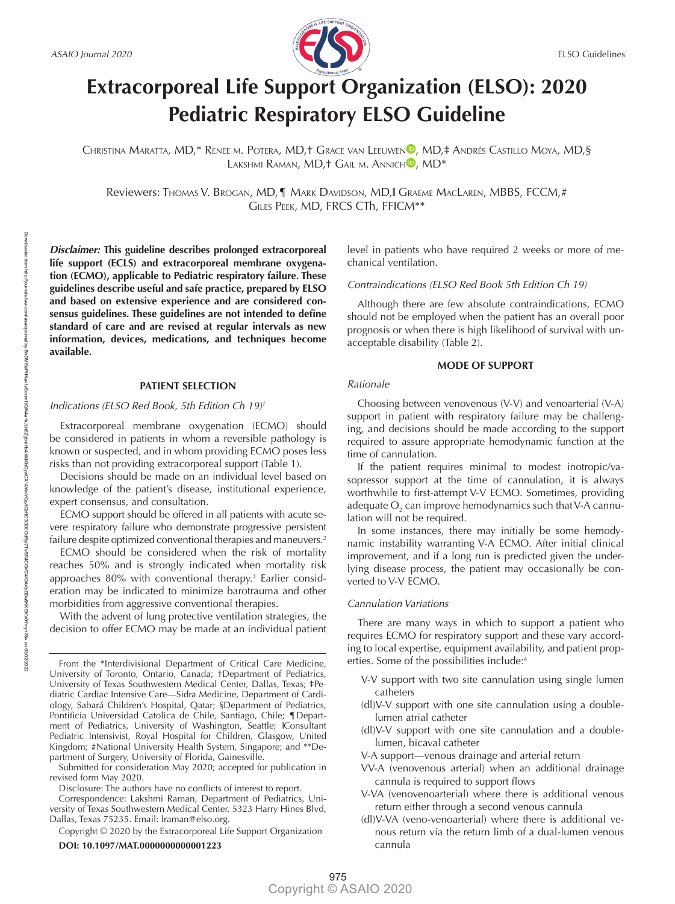# Extracorporeal Life Support Organization (ELSO): 2020 Pediatric Respiratory ELSO Guideline

Christina Maratta, MD,* Renee M. Potera, MD,† Grace van Leeuwen, MD,‡ Andrés Castillo Moya, MD,§ Lakshmi Raman, MD,† Gail M. Annich, MD*

Reviewers: Thomas V. Brogan, MD,¶ Mark Davidson, MD,‖ Graeme MacLaren, MBBS, FCCM,# Giles Peek, MD, FRCS CTh, FFICM**

***Disclaimer:*** **This guideline describes prolonged extracorporeal life support (ECLS) and extracorporeal membrane oxygenation (ECMO), applicable to Pediatric respiratory failure. These guidelines describe useful and safe practice, prepared by ELSO and based on extensive experience and are considered consensus guidelines. These guidelines are not intended to define standard of care and are revised at regular intervals as new information, devices, medications, and techniques become available.**

## PATIENT SELECTION

### *Indications (ELSO Red Book, 5th Edition Ch 19)*[1]

Extracorporeal membrane oxygenation (ECMO) should be considered in patients in whom a reversible pathology is known or suspected, and in whom providing ECMO poses less risks than not providing extracorporeal support (Table 1).

Decisions should be made on an individual level based on knowledge of the patient's disease, institutional experience, expert consensus, and consultation.

ECMO support should be offered in all patients with acute severe respiratory failure who demonstrate progressive persistent failure despite optimized conventional therapies and maneuvers.[2]

ECMO should be considered when the risk of mortality reaches 50% and is strongly indicated when mortality risk approaches 80% with conventional therapy.[3] Earlier consideration may be indicated to minimize barotrauma and other morbidities from aggressive conventional therapies.

With the advent of lung protective ventilation strategies, the decision to offer ECMO may be made at an individual patient level in patients who have required 2 weeks or more of mechanical ventilation.

### *Contraindications (ELSO Red Book 5th Edition Ch 19)*

Although there are few absolute contraindications, ECMO should not be employed when the patient has an overall poor prognosis or when there is high likelihood of survival with unacceptable disability (Table 2).

## MODE OF SUPPORT

### *Rationale*

Choosing between venovenous (V-V) and venoarterial (V-A) support in patient with respiratory failure may be challenging, and decisions should be made according to the support required to assure appropriate hemodynamic function at the time of cannulation.

If the patient requires minimal to modest inotropic/vasopressor support at the time of cannulation, it is always worthwhile to first-attempt V-V ECMO. Sometimes, providing adequate $O_2$ can improve hemodynamics such that V-A cannulation will not be required.

In some instances, there may initially be some hemodynamic instability warranting V-A ECMO. After initial clinical improvement, and if a long run is predicted given the underlying disease process, the patient may occasionally be converted to V-V ECMO.

### *Cannulation Variations*

There are many ways in which to support a patient who requires ECMO for respiratory support and these vary according to local expertise, equipment availability, and patient properties. Some of the possibilities include:[4]

- V-V support with two site cannulation using single lumen catheters
- (dl)V-V support with one site cannulation using a double-lumen atrial catheter
- (dl)V-V support with one site cannulation and a double-lumen, bicaval catheter
- V-A support—venous drainage and arterial return
- VV-A (venovenous arterial) when an additional drainage cannula is required to support flows
- V-VA (venovenoarterial) where there is additional venous return either through a second venous cannula
- (dl)V-VA (veno-venoarterial) where there is additional venous return via the return limb of a dual-lumen venous cannula

From the *Interdivisional Department of Critical Care Medicine, University of Toronto, Ontario, Canada; †Department of Pediatrics, University of Texas Southwestern Medical Center, Dallas, Texas; ‡Pediatric Cardiac Intensive Care—Sidra Medicine, Department of Cardiology, Sabará Children's Hospital, Qatar; §Department of Pediatrics, Pontificia Universidad Catolica de Chile, Santiago, Chile; ¶Department of Pediatrics, University of Washington, Seattle; ‖Consultant Pediatric Intensivist, Royal Hospital for Children, Glasgow, United Kingdom; #National University Health System, Singapore; and **Department of Surgery, University of Florida, Gainesville.

Submitted for consideration May 2020; accepted for publication in revised form May 2020.

Disclosure: The authors have no conflicts of interest to report.

Correspondence: Lakshmi Raman, Department of Pediatrics, University of Texas Southwestern Medical Center, 5323 Harry Hines Blvd, Dallas, Texas 75235. Email: lraman@elso.org.

Copyright © 2020 by the Extracorporeal Life Support Organization

**DOI: 10.1097/MAT.0000000000001223**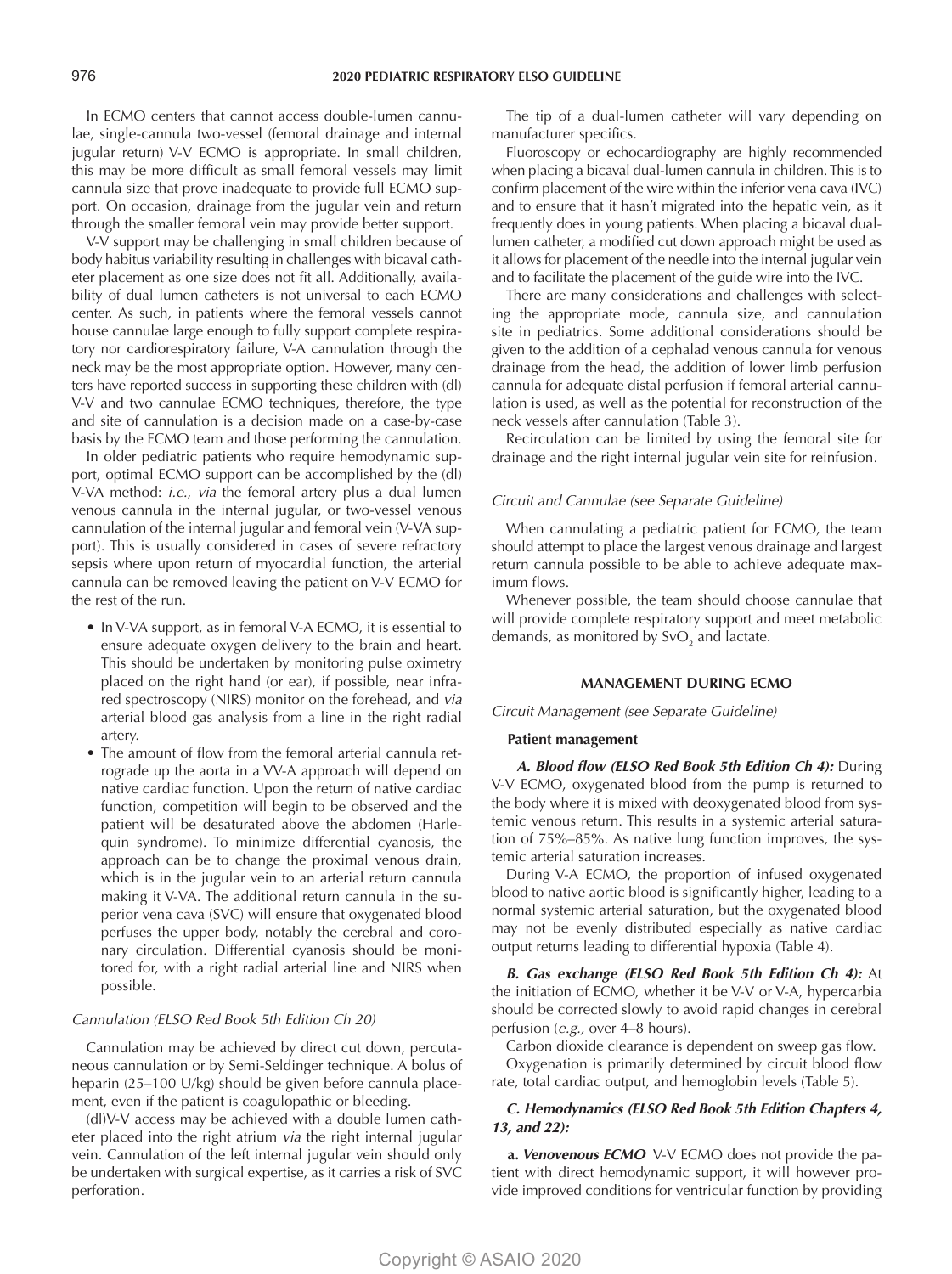In ECMO centers that cannot access double-lumen cannulae, single-cannula two-vessel (femoral drainage and internal jugular return) V-V ECMO is appropriate. In small children, this may be more difficult as small femoral vessels may limit cannula size that prove inadequate to provide full ECMO support. On occasion, drainage from the jugular vein and return through the smaller femoral vein may provide better support.

V-V support may be challenging in small children because of body habitus variability resulting in challenges with bicaval catheter placement as one size does not fit all. Additionally, availability of dual lumen catheters is not universal to each ECMO center. As such, in patients where the femoral vessels cannot house cannulae large enough to fully support complete respiratory nor cardiorespiratory failure, V-A cannulation through the neck may be the most appropriate option. However, many centers have reported success in supporting these children with (dl) V-V and two cannulae ECMO techniques, therefore, the type and site of cannulation is a decision made on a case-by-case basis by the ECMO team and those performing the cannulation.

In older pediatric patients who require hemodynamic support, optimal ECMO support can be accomplished by the (dl) V-VA method: *i.e.*, *via* the femoral artery plus a dual lumen venous cannula in the internal jugular, or two-vessel venous cannulation of the internal jugular and femoral vein (V-VA support). This is usually considered in cases of severe refractory sepsis where upon return of myocardial function, the arterial cannula can be removed leaving the patient on V-V ECMO for the rest of the run.

- In V-VA support, as in femoral V-A ECMO, it is essential to ensure adequate oxygen delivery to the brain and heart. This should be undertaken by monitoring pulse oximetry placed on the right hand (or ear), if possible, near infrared spectroscopy (NIRS) monitor on the forehead, and *via* arterial blood gas analysis from a line in the right radial artery.
- The amount of flow from the femoral arterial cannula retrograde up the aorta in a VV-A approach will depend on native cardiac function. Upon the return of native cardiac function, competition will begin to be observed and the patient will be desaturated above the abdomen (Harlequin syndrome). To minimize differential cyanosis, the approach can be to change the proximal venous drain, which is in the jugular vein to an arterial return cannula making it V-VA. The additional return cannula in the superior vena cava (SVC) will ensure that oxygenated blood perfuses the upper body, notably the cerebral and coronary circulation. Differential cyanosis should be monitored for, with a right radial arterial line and NIRS when possible.

*Cannulation (ELSO Red Book 5th Edition Ch 20)*

Cannulation may be achieved by direct cut down, percutaneous cannulation or by Semi-Seldinger technique. A bolus of heparin (25–100 U/kg) should be given before cannula placement, even if the patient is coagulopathic or bleeding.

(dl)V-V access may be achieved with a double lumen catheter placed into the right atrium *via* the right internal jugular vein. Cannulation of the left internal jugular vein should only be undertaken with surgical expertise, as it carries a risk of SVC perforation.

The tip of a dual-lumen catheter will vary depending on manufacturer specifics.

Fluoroscopy or echocardiography are highly recommended when placing a bicaval dual-lumen cannula in children. This is to confirm placement of the wire within the inferior vena cava (IVC) and to ensure that it hasn't migrated into the hepatic vein, as it frequently does in young patients. When placing a bicaval dual-lumen catheter, a modified cut down approach might be used as it allows for placement of the needle into the internal jugular vein and to facilitate the placement of the guide wire into the IVC.

There are many considerations and challenges with selecting the appropriate mode, cannula size, and cannulation site in pediatrics. Some additional considerations should be given to the addition of a cephalad venous cannula for venous drainage from the head, the addition of lower limb perfusion cannula for adequate distal perfusion if femoral arterial cannulation is used, as well as the potential for reconstruction of the neck vessels after cannulation (Table 3).

Recirculation can be limited by using the femoral site for drainage and the right internal jugular vein site for reinfusion.

*Circuit and Cannulae (see Separate Guideline)*

When cannulating a pediatric patient for ECMO, the team should attempt to place the largest venous drainage and largest return cannula possible to be able to achieve adequate maximum flows.

Whenever possible, the team should choose cannulae that will provide complete respiratory support and meet metabolic demands, as monitored by $SvO_2$ and lactate.

## MANAGEMENT DURING ECMO

*Circuit Management (see Separate Guideline)*

**Patient management**

***A. Blood flow (ELSO Red Book 5th Edition Ch 4):*** During V-V ECMO, oxygenated blood from the pump is returned to the body where it is mixed with deoxygenated blood from systemic venous return. This results in a systemic arterial saturation of 75%–85%. As native lung function improves, the systemic arterial saturation increases.

During V-A ECMO, the proportion of infused oxygenated blood to native aortic blood is significantly higher, leading to a normal systemic arterial saturation, but the oxygenated blood may not be evenly distributed especially as native cardiac output returns leading to differential hypoxia (Table 4).

***B. Gas exchange (ELSO Red Book 5th Edition Ch 4):*** At the initiation of ECMO, whether it be V-V or V-A, hypercarbia should be corrected slowly to avoid rapid changes in cerebral perfusion (*e.g.,* over 4–8 hours).

Carbon dioxide clearance is dependent on sweep gas flow.

Oxygenation is primarily determined by circuit blood flow rate, total cardiac output, and hemoglobin levels (Table 5).

***C. Hemodynamics (ELSO Red Book 5th Edition Chapters 4, 13, and 22):***

**a. *Venovenous ECMO*** V-V ECMO does not provide the patient with direct hemodynamic support, it will however provide improved conditions for ventricular function by providing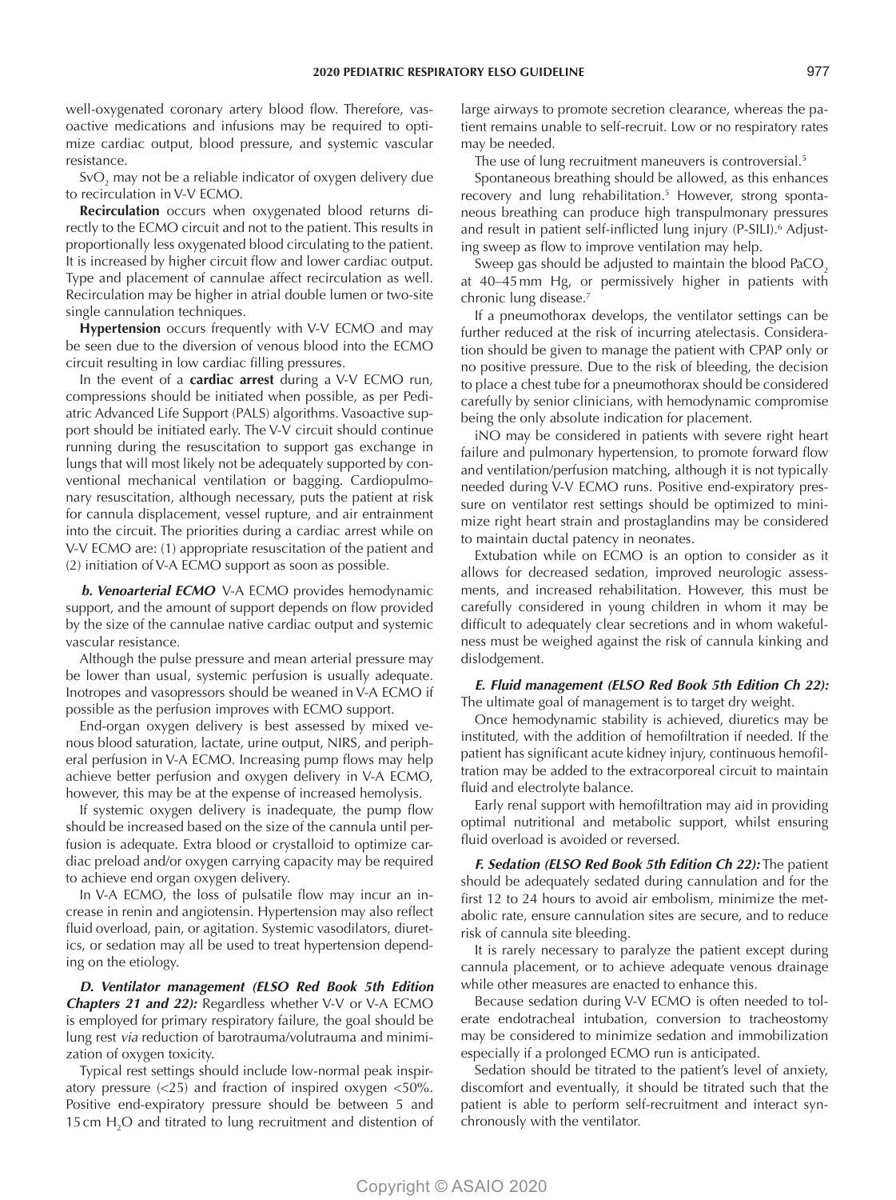well-oxygenated coronary artery blood flow. Therefore, vasoactive medications and infusions may be required to optimize cardiac output, blood pressure, and systemic vascular resistance.

$SvO_2$ may not be a reliable indicator of oxygen delivery due to recirculation in V-V ECMO.

**Recirculation** occurs when oxygenated blood returns directly to the ECMO circuit and not to the patient. This results in proportionally less oxygenated blood circulating to the patient. It is increased by higher circuit flow and lower cardiac output. Type and placement of cannulae affect recirculation as well. Recirculation may be higher in atrial double lumen or two-site single cannulation techniques.

**Hypertension** occurs frequently with V-V ECMO and may be seen due to the diversion of venous blood into the ECMO circuit resulting in low cardiac filling pressures.

In the event of a **cardiac arrest** during a V-V ECMO run, compressions should be initiated when possible, as per Pediatric Advanced Life Support (PALS) algorithms. Vasoactive support should be initiated early. The V-V circuit should continue running during the resuscitation to support gas exchange in lungs that will most likely not be adequately supported by conventional mechanical ventilation or bagging. Cardiopulmonary resuscitation, although necessary, puts the patient at risk for cannula displacement, vessel rupture, and air entrainment into the circuit. The priorities during a cardiac arrest while on V-V ECMO are: (1) appropriate resuscitation of the patient and (2) initiation of V-A ECMO support as soon as possible.

***b. Venoarterial ECMO*** V-A ECMO provides hemodynamic support, and the amount of support depends on flow provided by the size of the cannulae native cardiac output and systemic vascular resistance.

Although the pulse pressure and mean arterial pressure may be lower than usual, systemic perfusion is usually adequate. Inotropes and vasopressors should be weaned in V-A ECMO if possible as the perfusion improves with ECMO support.

End-organ oxygen delivery is best assessed by mixed venous blood saturation, lactate, urine output, NIRS, and peripheral perfusion in V-A ECMO. Increasing pump flows may help achieve better perfusion and oxygen delivery in V-A ECMO, however, this may be at the expense of increased hemolysis.

If systemic oxygen delivery is inadequate, the pump flow should be increased based on the size of the cannula until perfusion is adequate. Extra blood or crystalloid to optimize cardiac preload and/or oxygen carrying capacity may be required to achieve end organ oxygen delivery.

In V-A ECMO, the loss of pulsatile flow may incur an increase in renin and angiotensin. Hypertension may also reflect fluid overload, pain, or agitation. Systemic vasodilators, diuretics, or sedation may all be used to treat hypertension depending on the etiology.

***D. Ventilator management (ELSO Red Book 5th Edition Chapters 21 and 22):*** Regardless whether V-V or V-A ECMO is employed for primary respiratory failure, the goal should be lung rest *via* reduction of barotrauma/volutrauma and minimization of oxygen toxicity.

Typical rest settings should include low-normal peak inspiratory pressure (<25) and fraction of inspired oxygen <50%. Positive end-expiratory pressure should be between 5 and 15 cm $H_2O$ and titrated to lung recruitment and distention of large airways to promote secretion clearance, whereas the patient remains unable to self-recruit. Low or no respiratory rates may be needed.

The use of lung recruitment maneuvers is controversial.[5]

Spontaneous breathing should be allowed, as this enhances recovery and lung rehabilitation.[5] However, strong spontaneous breathing can produce high transpulmonary pressures and result in patient self-inflicted lung injury (P-SILI).[6] Adjusting sweep as flow to improve ventilation may help.

Sweep gas should be adjusted to maintain the blood $PaCO_2$ at 40–45 mm Hg, or permissively higher in patients with chronic lung disease.[7]

If a pneumothorax develops, the ventilator settings can be further reduced at the risk of incurring atelectasis. Consideration should be given to manage the patient with CPAP only or no positive pressure. Due to the risk of bleeding, the decision to place a chest tube for a pneumothorax should be considered carefully by senior clinicians, with hemodynamic compromise being the only absolute indication for placement.

iNO may be considered in patients with severe right heart failure and pulmonary hypertension, to promote forward flow and ventilation/perfusion matching, although it is not typically needed during V-V ECMO runs. Positive end-expiratory pressure on ventilator rest settings should be optimized to minimize right heart strain and prostaglandins may be considered to maintain ductal patency in neonates.

Extubation while on ECMO is an option to consider as it allows for decreased sedation, improved neurologic assessments, and increased rehabilitation. However, this must be carefully considered in young children in whom it may be difficult to adequately clear secretions and in whom wakefulness must be weighed against the risk of cannula kinking and dislodgement.

***E. Fluid management (ELSO Red Book 5th Edition Ch 22):*** The ultimate goal of management is to target dry weight.

Once hemodynamic stability is achieved, diuretics may be instituted, with the addition of hemofiltration if needed. If the patient has significant acute kidney injury, continuous hemofiltration may be added to the extracorporeal circuit to maintain fluid and electrolyte balance.

Early renal support with hemofiltration may aid in providing optimal nutritional and metabolic support, whilst ensuring fluid overload is avoided or reversed.

***F. Sedation (ELSO Red Book 5th Edition Ch 22):*** The patient should be adequately sedated during cannulation and for the first 12 to 24 hours to avoid air embolism, minimize the metabolic rate, ensure cannulation sites are secure, and to reduce risk of cannula site bleeding.

It is rarely necessary to paralyze the patient except during cannula placement, or to achieve adequate venous drainage while other measures are enacted to enhance this.

Because sedation during V-V ECMO is often needed to tolerate endotracheal intubation, conversion to tracheostomy may be considered to minimize sedation and immobilization especially if a prolonged ECMO run is anticipated.

Sedation should be titrated to the patient's level of anxiety, discomfort and eventually, it should be titrated such that the patient is able to perform self-recruitment and interact synchronously with the ventilator.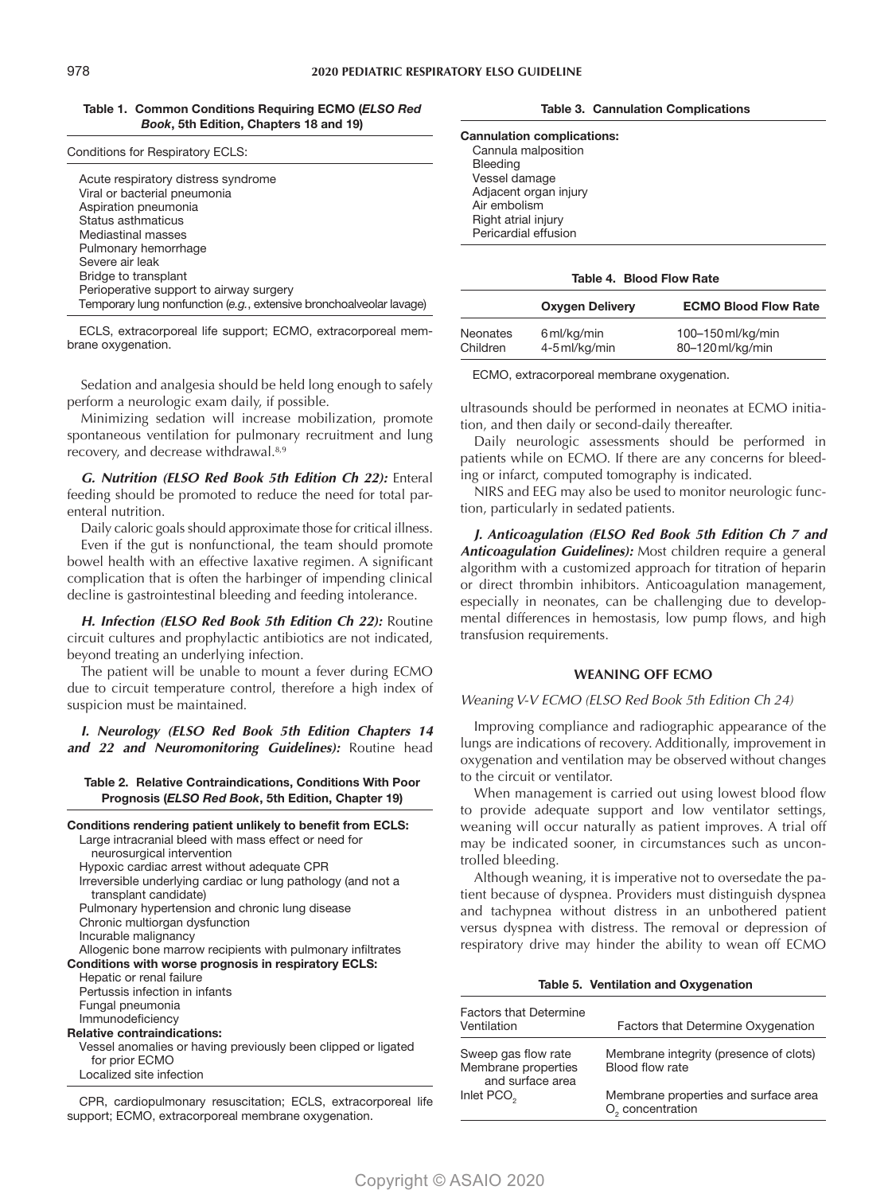**Table 1. Common Conditions Requiring ECMO (*ELSO Red Book*, 5th Edition, Chapters 18 and 19)**

| Conditions for Respiratory ECLS: |
|---|
| Acute respiratory distress syndrome |
| Viral or bacterial pneumonia |
| Aspiration pneumonia |
| Status asthmaticus |
| Mediastinal masses |
| Pulmonary hemorrhage |
| Severe air leak |
| Bridge to transplant |
| Perioperative support to airway surgery |
| Temporary lung nonfunction (*e.g.*, extensive bronchoalveolar lavage) |

ECLS, extracorporeal life support; ECMO, extracorporeal membrane oxygenation.

Sedation and analgesia should be held long enough to safely perform a neurologic exam daily, if possible.

Minimizing sedation will increase mobilization, promote spontaneous ventilation for pulmonary recruitment and lung recovery, and decrease withdrawal.[8,9]

***G. Nutrition (ELSO Red Book 5th Edition Ch 22):*** Enteral feeding should be promoted to reduce the need for total parenteral nutrition.

Daily caloric goals should approximate those for critical illness.

Even if the gut is nonfunctional, the team should promote bowel health with an effective laxative regimen. A significant complication that is often the harbinger of impending clinical decline is gastrointestinal bleeding and feeding intolerance.

***H. Infection (ELSO Red Book 5th Edition Ch 22):*** Routine circuit cultures and prophylactic antibiotics are not indicated, beyond treating an underlying infection.

The patient will be unable to mount a fever during ECMO due to circuit temperature control, therefore a high index of suspicion must be maintained.

***I. Neurology (ELSO Red Book 5th Edition Chapters 14 and 22 and Neuromonitoring Guidelines):*** Routine head ultrasounds should be performed in neonates at ECMO initiation, and then daily or second-daily thereafter.

Daily neurologic assessments should be performed in patients while on ECMO. If there are any concerns for bleeding or infarct, computed tomography is indicated.

NIRS and EEG may also be used to monitor neurologic function, particularly in sedated patients.

***J. Anticoagulation (ELSO Red Book 5th Edition Ch 7 and Anticoagulation Guidelines):*** Most children require a general algorithm with a customized approach for titration of heparin or direct thrombin inhibitors. Anticoagulation management, especially in neonates, can be challenging due to developmental differences in hemostasis, low pump flows, and high transfusion requirements.

**Table 2. Relative Contraindications, Conditions With Poor Prognosis (*ELSO Red Book*, 5th Edition, Chapter 19)**

| |
|---|
| **Conditions rendering patient unlikely to benefit from ECLS:** |
| Large intracranial bleed with mass effect or need for neurosurgical intervention |
| Hypoxic cardiac arrest without adequate CPR |
| Irreversible underlying cardiac or lung pathology (and not a transplant candidate) |
| Pulmonary hypertension and chronic lung disease |
| Chronic multiorgan dysfunction |
| Incurable malignancy |
| Allogenic bone marrow recipients with pulmonary infiltrates |
| **Conditions with worse prognosis in respiratory ECLS:** |
| Hepatic or renal failure |
| Pertussis infection in infants |
| Fungal pneumonia |
| Immunodeficiency |
| **Relative contraindications:** |
| Vessel anomalies or having previously been clipped or ligated for prior ECMO |
| Localized site infection |

CPR, cardiopulmonary resuscitation; ECLS, extracorporeal life support; ECMO, extracorporeal membrane oxygenation.

**Table 3. Cannulation Complications**

| **Cannulation complications:** |
|---|
| Cannula malposition |
| Bleeding |
| Vessel damage |
| Adjacent organ injury |
| Air embolism |
| Right atrial injury |
| Pericardial effusion |

**Table 4. Blood Flow Rate**

| | Oxygen Delivery | ECMO Blood Flow Rate |
|---|---|---|
| Neonates | 6 ml/kg/min | 100–150 ml/kg/min |
| Children | 4-5 ml/kg/min | 80–120 ml/kg/min |

ECMO, extracorporeal membrane oxygenation.

## WEANING OFF ECMO

*Weaning V-V ECMO (ELSO Red Book 5th Edition Ch 24)*

Improving compliance and radiographic appearance of the lungs are indications of recovery. Additionally, improvement in oxygenation and ventilation may be observed without changes to the circuit or ventilator.

When management is carried out using lowest blood flow to provide adequate support and low ventilator settings, weaning will occur naturally as patient improves. A trial off may be indicated sooner, in circumstances such as uncontrolled bleeding.

Although weaning, it is imperative not to oversedate the patient because of dyspnea. Providers must distinguish dyspnea and tachypnea without distress in an unbothered patient versus dyspnea with distress. The removal or depression of respiratory drive may hinder the ability to wean off ECMO

**Table 5. Ventilation and Oxygenation**

| Factors that Determine Ventilation | Factors that Determine Oxygenation |
|---|---|
| Sweep gas flow rate | Membrane integrity (presence of clots) |
| Membrane properties and surface area | Blood flow rate |
| Inlet $PCO_2$ | Membrane properties and surface area |
| | $O_2$ concentration |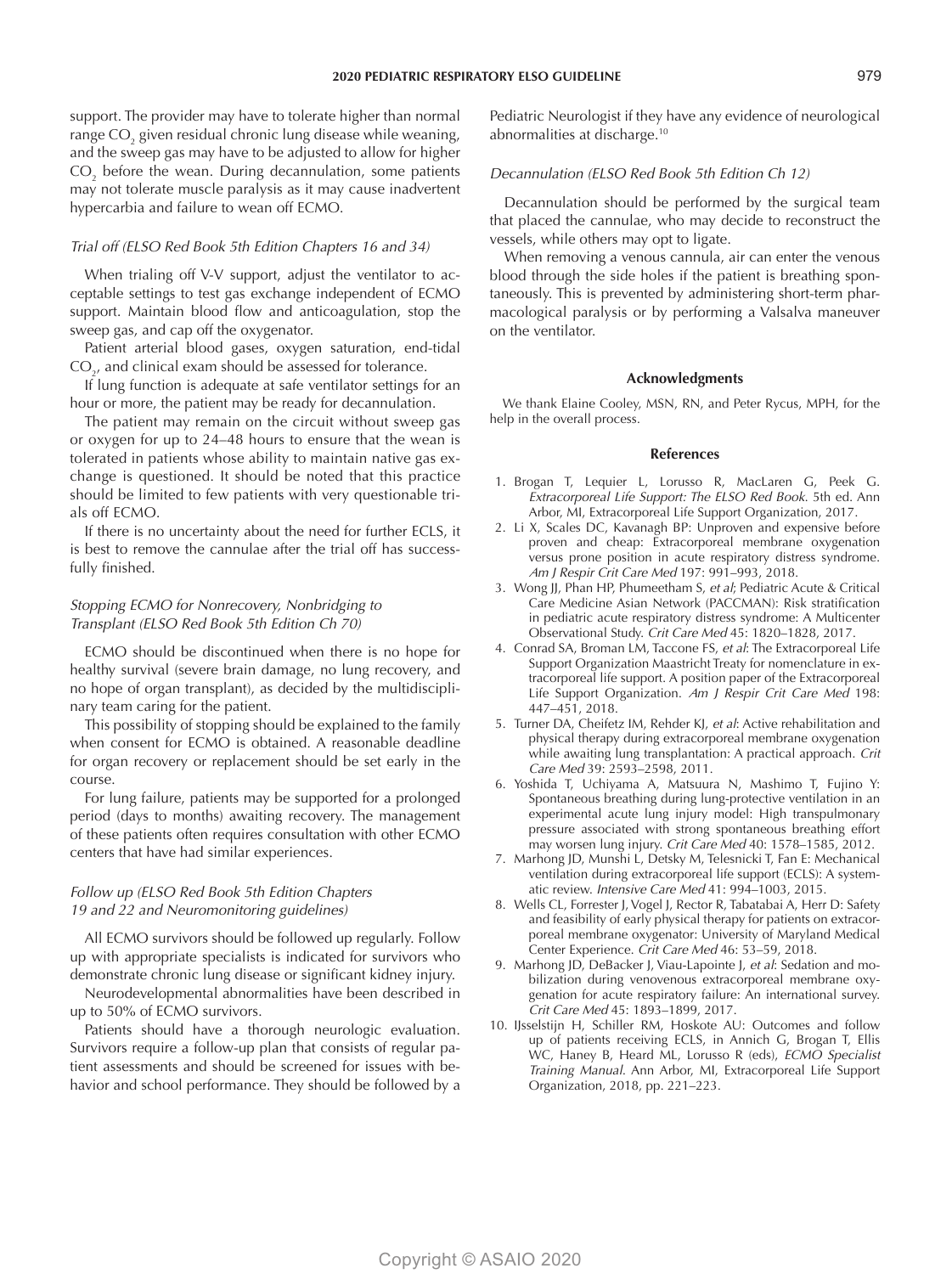support. The provider may have to tolerate higher than normal range $CO_2$ given residual chronic lung disease while weaning, and the sweep gas may have to be adjusted to allow for higher $CO_2$ before the wean. During decannulation, some patients may not tolerate muscle paralysis as it may cause inadvertent hypercarbia and failure to wean off ECMO.

*Trial off (ELSO Red Book 5th Edition Chapters 16 and 34)*

When trialing off V-V support, adjust the ventilator to acceptable settings to test gas exchange independent of ECMO support. Maintain blood flow and anticoagulation, stop the sweep gas, and cap off the oxygenator.

Patient arterial blood gases, oxygen saturation, end-tidal $CO_2$, and clinical exam should be assessed for tolerance.

If lung function is adequate at safe ventilator settings for an hour or more, the patient may be ready for decannulation.

The patient may remain on the circuit without sweep gas or oxygen for up to 24–48 hours to ensure that the wean is tolerated in patients whose ability to maintain native gas exchange is questioned. It should be noted that this practice should be limited to few patients with very questionable trials off ECMO.

If there is no uncertainty about the need for further ECLS, it is best to remove the cannulae after the trial off has successfully finished.

*Stopping ECMO for Nonrecovery, Nonbridging to Transplant (ELSO Red Book 5th Edition Ch 70)*

ECMO should be discontinued when there is no hope for healthy survival (severe brain damage, no lung recovery, and no hope of organ transplant), as decided by the multidisciplinary team caring for the patient.

This possibility of stopping should be explained to the family when consent for ECMO is obtained. A reasonable deadline for organ recovery or replacement should be set early in the course.

For lung failure, patients may be supported for a prolonged period (days to months) awaiting recovery. The management of these patients often requires consultation with other ECMO centers that have had similar experiences.

*Follow up (ELSO Red Book 5th Edition Chapters 19 and 22 and Neuromonitoring guidelines)*

All ECMO survivors should be followed up regularly. Follow up with appropriate specialists is indicated for survivors who demonstrate chronic lung disease or significant kidney injury.

Neurodevelopmental abnormalities have been described in up to 50% of ECMO survivors.

Patients should have a thorough neurologic evaluation. Survivors require a follow-up plan that consists of regular patient assessments and should be screened for issues with behavior and school performance. They should be followed by a Pediatric Neurologist if they have any evidence of neurological abnormalities at discharge.[10]

*Decannulation (ELSO Red Book 5th Edition Ch 12)*

Decannulation should be performed by the surgical team that placed the cannulae, who may decide to reconstruct the vessels, while others may opt to ligate.

When removing a venous cannula, air can enter the venous blood through the side holes if the patient is breathing spontaneously. This is prevented by administering short-term pharmacological paralysis or by performing a Valsalva maneuver on the ventilator.

## Acknowledgments

We thank Elaine Cooley, MSN, RN, and Peter Rycus, MPH, for the help in the overall process.

## References

1. Brogan T, Lequier L, Lorusso R, MacLaren G, Peek G. *Extracorporeal Life Support: The ELSO Red Book*. 5th ed. Ann Arbor, MI, Extracorporeal Life Support Organization, 2017.
2. Li X, Scales DC, Kavanagh BP: Unproven and expensive before proven and cheap: Extracorporeal membrane oxygenation versus prone position in acute respiratory distress syndrome. *Am J Respir Crit Care Med* 197: 991–993, 2018.
3. Wong JJ, Phan HP, Phumeetham S, *et al*; Pediatric Acute & Critical Care Medicine Asian Network (PACCMAN): Risk stratification in pediatric acute respiratory distress syndrome: A Multicenter Observational Study. *Crit Care Med* 45: 1820–1828, 2017.
4. Conrad SA, Broman LM, Taccone FS, *et al*: The Extracorporeal Life Support Organization Maastricht Treaty for nomenclature in extracorporeal life support. A position paper of the Extracorporeal Life Support Organization. *Am J Respir Crit Care Med* 198: 447–451, 2018.
5. Turner DA, Cheifetz IM, Rehder KJ, *et al*: Active rehabilitation and physical therapy during extracorporeal membrane oxygenation while awaiting lung transplantation: A practical approach. *Crit Care Med* 39: 2593–2598, 2011.
6. Yoshida T, Uchiyama A, Matsuura N, Mashimo T, Fujino Y: Spontaneous breathing during lung-protective ventilation in an experimental acute lung injury model: High transpulmonary pressure associated with strong spontaneous breathing effort may worsen lung injury. *Crit Care Med* 40: 1578–1585, 2012.
7. Marhong JD, Munshi L, Detsky M, Telesnicki T, Fan E: Mechanical ventilation during extracorporeal life support (ECLS): A systematic review. *Intensive Care Med* 41: 994–1003, 2015.
8. Wells CL, Forrester J, Vogel J, Rector R, Tabatabai A, Herr D: Safety and feasibility of early physical therapy for patients on extracorporeal membrane oxygenator: University of Maryland Medical Center Experience. *Crit Care Med* 46: 53–59, 2018.
9. Marhong JD, DeBacker J, Viau-Lapointe J, *et al*: Sedation and mobilization during venovenous extracorporeal membrane oxygenation for acute respiratory failure: An international survey. *Crit Care Med* 45: 1893–1899, 2017.
10. IJsselstijn H, Schiller RM, Hoskote AU: Outcomes and follow up of patients receiving ECLS, in Annich G, Brogan T, Ellis WC, Haney B, Heard ML, Lorusso R (eds), *ECMO Specialist Training Manual*. Ann Arbor, MI, Extracorporeal Life Support Organization, 2018, pp. 221–223.